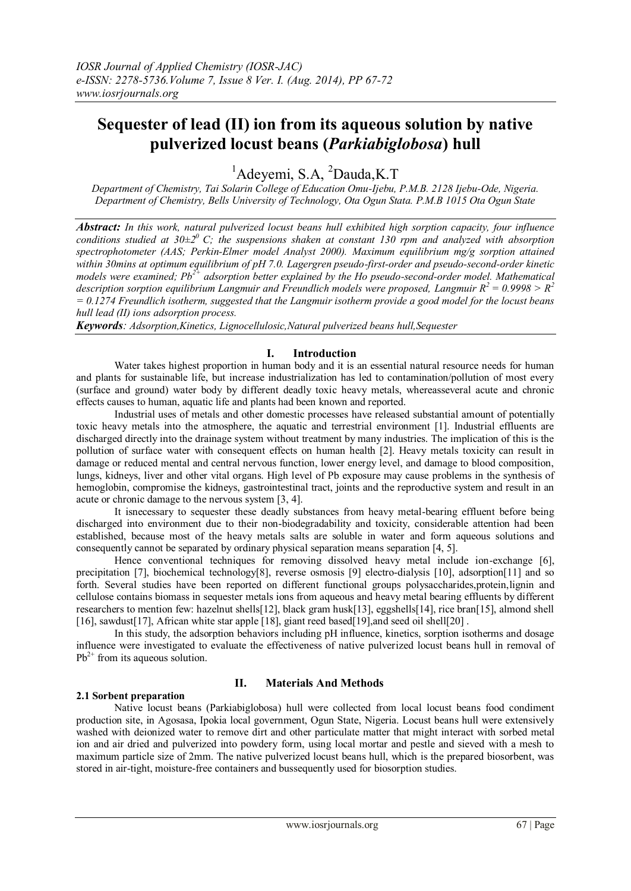# Sequester of lead (II) ion from its aqueous solution by native pulverized locust beans (*Parkiabiglobosa*) hull

[1]Adeyemi, S.A, [2]Dauda,K.T

*Department of Chemistry, Tai Solarin College of Education Omu-Ijebu, P.M.B. 2128 Ijebu-Ode, Nigeria.*
*Department of Chemistry, Bells University of Technology, Ota Ogun Stata. P.M.B 1015 Ota Ogun State*

***Abstract:*** *In this work, natural pulverized locust beans hull exhibited high sorption capacity, four influence conditions studied at 30±2$^0$ C; the suspensions shaken at constant 130 rpm and analyzed with absorption spectrophotometer (AAS; Perkin-Elmer model Analyst 2000). Maximum equilibrium mg/g sorption attained within 30mins at optimum equilibrium of pH 7.0. Lagergren pseudo-first-order and pseudo-second-order kinetic models were examined; $Pb^{2+}$ adsorption better explained by the Ho pseudo-second-order model. Mathematical description sorption equilibrium Langmuir and Freundlich models were proposed, Langmuir $R^2$ = 0.9998 > $R^2$ = 0.1274 Freundlich isotherm, suggested that the Langmuir isotherm provide a good model for the locust beans hull lead (II) ions adsorption process.*

***Keywords****: Adsorption,Kinetics, Lignocellulosic,Natural pulverized beans hull,Sequester*

## I. Introduction

Water takes highest proportion in human body and it is an essential natural resource needs for human and plants for sustainable life, but increase industrialization has led to contamination/pollution of most every (surface and ground) water body by different deadly toxic heavy metals, whereasseveral acute and chronic effects causes to human, aquatic life and plants had been known and reported.

Industrial uses of metals and other domestic processes have released substantial amount of potentially toxic heavy metals into the atmosphere, the aquatic and terrestrial environment [1]. Industrial effluents are discharged directly into the drainage system without treatment by many industries. The implication of this is the pollution of surface water with consequent effects on human health [2]. Heavy metals toxicity can result in damage or reduced mental and central nervous function, lower energy level, and damage to blood composition, lungs, kidneys, liver and other vital organs. High level of Pb exposure may cause problems in the synthesis of hemoglobin, compromise the kidneys, gastrointestinal tract, joints and the reproductive system and result in an acute or chronic damage to the nervous system [3, 4].

It isnecessary to sequester these deadly substances from heavy metal-bearing effluent before being discharged into environment due to their non-biodegradability and toxicity, considerable attention had been established, because most of the heavy metals salts are soluble in water and form aqueous solutions and consequently cannot be separated by ordinary physical separation means separation [4, 5].

Hence conventional techniques for removing dissolved heavy metal include ion-exchange [6], precipitation [7], biochemical technology[8], reverse osmosis [9] electro-dialysis [10], adsorption[11] and so forth. Several studies have been reported on different functional groups polysaccharides,protein,lignin and cellulose contains biomass in sequester metals ions from aqueous and heavy metal bearing effluents by different researchers to mention few: hazelnut shells[12], black gram husk[13], eggshells[14], rice bran[15], almond shell [16], sawdust[17], African white star apple [18], giant reed based[19],and seed oil shell[20] .

In this study, the adsorption behaviors including pH influence, kinetics, sorption isotherms and dosage influence were investigated to evaluate the effectiveness of native pulverized locust beans hull in removal of $Pb^{2+}$ from its aqueous solution.

## II. Materials And Methods

### 2.1 Sorbent preparation

Native locust beans (Parkiabiglobosa) hull were collected from local locust beans food condiment production site, in Agosasa, Ipokia local government, Ogun State, Nigeria. Locust beans hull were extensively washed with deionized water to remove dirt and other particulate matter that might interact with sorbed metal ion and air dried and pulverized into powdery form, using local mortar and pestle and sieved with a mesh to maximum particle size of 2mm. The native pulverized locust beans hull, which is the prepared biosorbent, was stored in air-tight, moisture-free containers and bussequently used for biosorption studies.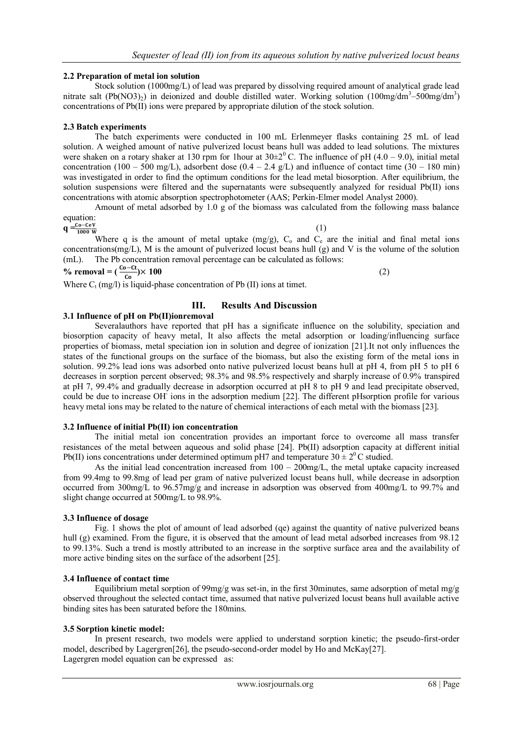### 2.2 Preparation of metal ion solution

Stock solution (1000mg/L) of lead was prepared by dissolving required amount of analytical grade lead nitrate salt ($Pb(NO3)_2$) in deionized and double distilled water. Working solution (100mg/dm$^3$–500mg/dm$^3$) concentrations of Pb(II) ions were prepared by appropriate dilution of the stock solution.

### 2.3 Batch experiments

The batch experiments were conducted in 100 mL Erlenmeyer flasks containing 25 mL of lead solution. A weighed amount of native pulverized locust beans hull was added to lead solutions. The mixtures were shaken on a rotary shaker at 130 rpm for 1hour at 30±2$^0$ C. The influence of pH (4.0 – 9.0), initial metal concentration (100 – 500 mg/L), adsorbent dose (0.4 – 2.4 g/L) and influence of contact time (30 – 180 min) was investigated in order to find the optimum conditions for the lead metal biosorption. After equilibrium, the solution suspensions were filtered and the supernatants were subsequently analyzed for residual Pb(II) ions concentrations with atomic absorption spectrophotometer (AAS; Perkin-Elmer model Analyst 2000).

Amount of metal adsorbed by 1.0 g of the biomass was calculated from the following mass balance equation:

$$q = \frac{Co - Ce\,V}{1000\ W} \qquad (1)$$

Where q is the amount of metal uptake (mg/g), $C_o$ and $C_e$ are the initial and final metal ions concentrations(mg/L), M is the amount of pulverized locust beans hull (g) and V is the volume of the solution (mL). The Pb concentration removal percentage can be calculated as follows:

$$\%\ \text{removal} = \left(\frac{Co - Ct}{Co}\right) \times 100 \qquad (2)$$

Where $C_t$ (mg/l) is liquid-phase concentration of Pb (II) ions at timet.

## III. Results And Discussion

### 3.1 Influence of pH on Pb(II)ionremoval

Severalauthors have reported that pH has a significate influence on the solubility, speciation and biosorption capacity of heavy metal, It also affects the metal adsorption or loading/influencing surface properties of biomass, metal speciation ion in solution and degree of ionization [21].It not only influences the states of the functional groups on the surface of the biomass, but also the existing form of the metal ions in solution. 99.2% lead ions was adsorbed onto native pulverized locust beans hull at pH 4, from pH 5 to pH 6 decreases in sorption percent observed; 98.3% and 98.5% respectively and sharply increase of 0.9% transpired at pH 7, 99.4% and gradually decrease in adsorption occurred at pH 8 to pH 9 and lead precipitate observed, could be due to increase $OH^-$ ions in the adsorption medium [22]. The different pHsorption profile for various heavy metal ions may be related to the nature of chemical interactions of each metal with the biomass [23].

### 3.2 Influence of initial Pb(II) ion concentration

The initial metal ion concentration provides an important force to overcome all mass transfer resistances of the metal between aqueous and solid phase [24]. Pb(II) adsorption capacity at different initial Pb(II) ions concentrations under determined optimum pH7 and temperature 30 ± 2$^0$ C studied.

As the initial lead concentration increased from 100 – 200mg/L, the metal uptake capacity increased from 99.4mg to 99.8mg of lead per gram of native pulverized locust beans hull, while decrease in adsorption occurred from 300mg/L to 96.57mg/g and increase in adsorption was observed from 400mg/L to 99.7% and slight change occurred at 500mg/L to 98.9%.

### 3.3 Influence of dosage

Fig. 1 shows the plot of amount of lead adsorbed (qe) against the quantity of native pulverized beans hull (g) examined. From the figure, it is observed that the amount of lead metal adsorbed increases from 98.12 to 99.13%. Such a trend is mostly attributed to an increase in the sorptive surface area and the availability of more active binding sites on the surface of the adsorbent [25].

### 3.4 Influence of contact time

Equilibrium metal sorption of 99mg/g was set-in, in the first 30minutes, same adsorption of metal mg/g observed throughout the selected contact time, assumed that native pulverized locust beans hull available active binding sites has been saturated before the 180mins.

### 3.5 Sorption kinetic model:

In present research, two models were applied to understand sorption kinetic; the pseudo-first-order model, described by Lagergren[26], the pseudo-second-order model by Ho and McKay[27].

Lagergren model equation can be expressed as: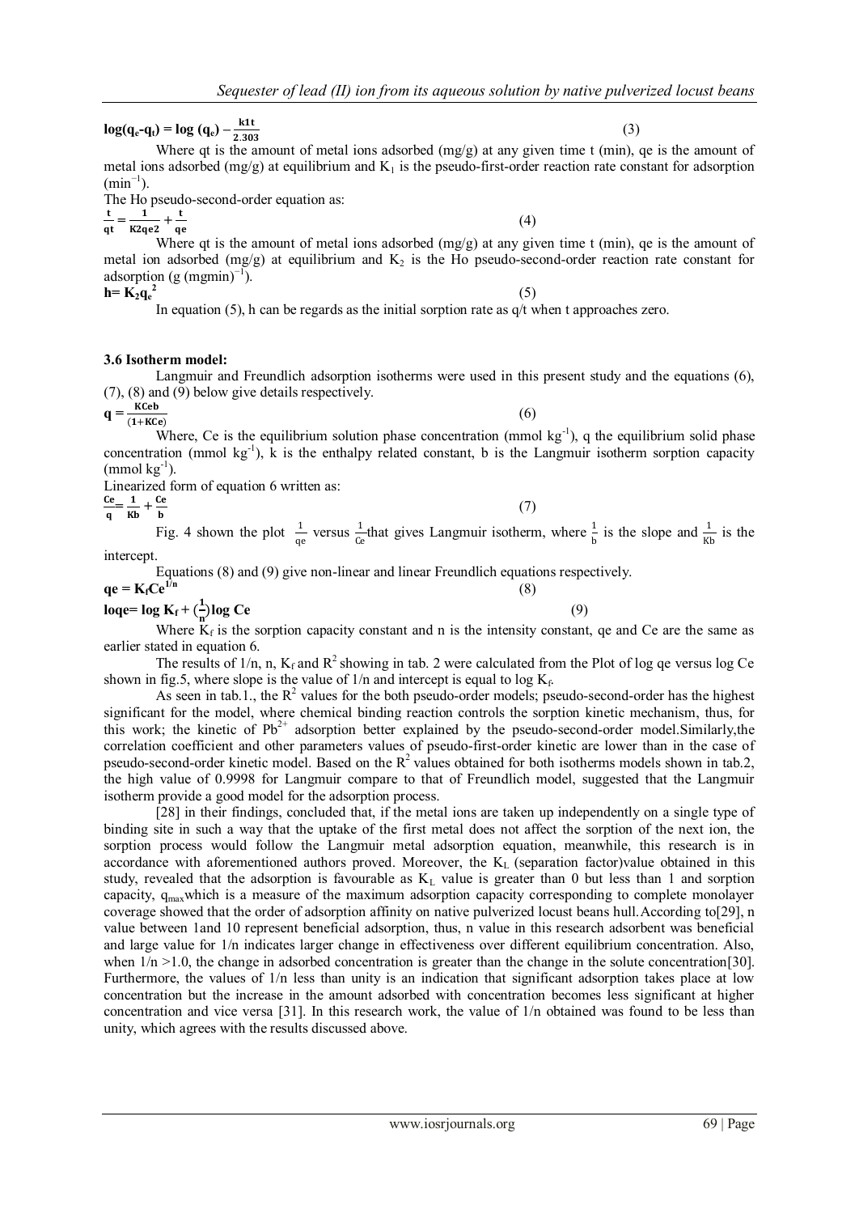$$\log(q_e\text{-}q_t) = \log(q_e) - \frac{k1t}{2.303} \quad (3)$$

Where qt is the amount of metal ions adsorbed (mg/g) at any given time t (min), qe is the amount of metal ions adsorbed (mg/g) at equilibrium and $K_1$ is the pseudo-first-order reaction rate constant for adsorption ($min^{-1}$).

The Ho pseudo-second-order equation as:

$$\frac{t}{qt} = \frac{1}{K2qe2} + \frac{t}{qe} \quad (4)$$

Where qt is the amount of metal ions adsorbed (mg/g) at any given time t (min), qe is the amount of metal ion adsorbed (mg/g) at equilibrium and $K_2$ is the Ho pseudo-second-order reaction rate constant for adsorption (g $(mgmin)^{-1}$).

$$h = K_2q_e^2 \quad (5)$$

In equation (5), h can be regards as the initial sorption rate as q/t when t approaches zero.

### 3.6 Isotherm model:

Langmuir and Freundlich adsorption isotherms were used in this present study and the equations (6), (7), (8) and (9) below give details respectively.

$$q = \frac{KCeb}{(1+KCe)} \quad (6)$$

Where, Ce is the equilibrium solution phase concentration (mmol $kg^{-1}$), q the equilibrium solid phase concentration (mmol $kg^{-1}$), k is the enthalpy related constant, b is the Langmuir isotherm sorption capacity (mmol $kg^{-1}$).

Linearized form of equation 6 written as:

$$\frac{Ce}{q} = \frac{1}{Kb} + \frac{Ce}{b} \quad (7)$$

Fig. 4 shown the plot $\frac{1}{qe}$ versus $\frac{1}{Ce}$ that gives Langmuir isotherm, where $\frac{1}{b}$ is the slope and $\frac{1}{Kb}$ is the intercept.

Equations (8) and (9) give non-linear and linear Freundlich equations respectively.

$$qe = K_fCe^{1/n} \quad (8)$$

$$\log qe = \log K_f + \left(\frac{1}{n}\right)\log Ce \quad (9)$$

Where $K_f$ is the sorption capacity constant and n is the intensity constant, qe and Ce are the same as earlier stated in equation 6.

The results of 1/n, n, $K_f$ and $R^2$ showing in tab. 2 were calculated from the Plot of log qe versus log Ce shown in fig.5, where slope is the value of 1/n and intercept is equal to log $K_f$.

As seen in tab.1., the $R^2$ values for the both pseudo-order models; pseudo-second-order has the highest significant for the model, where chemical binding reaction controls the sorption kinetic mechanism, thus, for this work; the kinetic of $Pb^{2+}$ adsorption better explained by the pseudo-second-order model.Similarly,the correlation coefficient and other parameters values of pseudo-first-order kinetic are lower than in the case of pseudo-second-order kinetic model. Based on the $R^2$ values obtained for both isotherms models shown in tab.2, the high value of 0.9998 for Langmuir compare to that of Freundlich model, suggested that the Langmuir isotherm provide a good model for the adsorption process.

[28] in their findings, concluded that, if the metal ions are taken up independently on a single type of binding site in such a way that the uptake of the first metal does not affect the sorption of the next ion, the sorption process would follow the Langmuir metal adsorption equation, meanwhile, this research is in accordance with aforementioned authors proved. Moreover, the $K_L$ (separation factor)value obtained in this study, revealed that the adsorption is favourable as $K_L$ value is greater than 0 but less than 1 and sorption capacity, $q_{max}$which is a measure of the maximum adsorption capacity corresponding to complete monolayer coverage showed that the order of adsorption affinity on native pulverized locust beans hull.According to[29], n value between 1and 10 represent beneficial adsorption, thus, n value in this research adsorbent was beneficial and large value for 1/n indicates larger change in effectiveness over different equilibrium concentration. Also, when 1/n >1.0, the change in adsorbed concentration is greater than the change in the solute concentration[30]. Furthermore, the values of 1/n less than unity is an indication that significant adsorption takes place at low concentration but the increase in the amount adsorbed with concentration becomes less significant at higher concentration and vice versa [31]. In this research work, the value of 1/n obtained was found to be less than unity, which agrees with the results discussed above.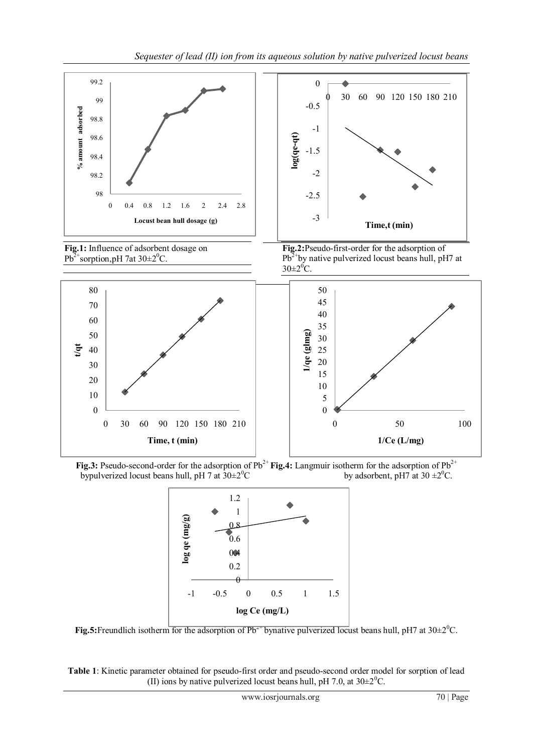**Fig.1:** Influence of adsorbent dosage on $Pb^{2+}$ sorption, pH 7 at $30\pm2^0C$.

**Fig.2:** Pseudo-first-order for the adsorption of $Pb^{2+}$ by native pulverized locust beans hull, pH7 at $30\pm2^0C$.

**Fig.3:** Pseudo-second-order for the adsorption of $Pb^{2+}$ by pulverized locust beans hull, pH 7 at $30\pm2^0C$

**Fig.4:** Langmuir isotherm for the adsorption of $Pb^{2+}$ by adsorbent, pH7 at $30\pm2^0C$.

**Fig.5:** Freundlich isotherm for the adsorption of $Pb^{2+}$ by native pulverized locust beans hull, pH7 at $30\pm2^0C$.

**Table 1**: Kinetic parameter obtained for pseudo-first order and pseudo-second order model for sorption of lead (II) ions by native pulverized locust beans hull, pH 7.0, at $30\pm2^0C$.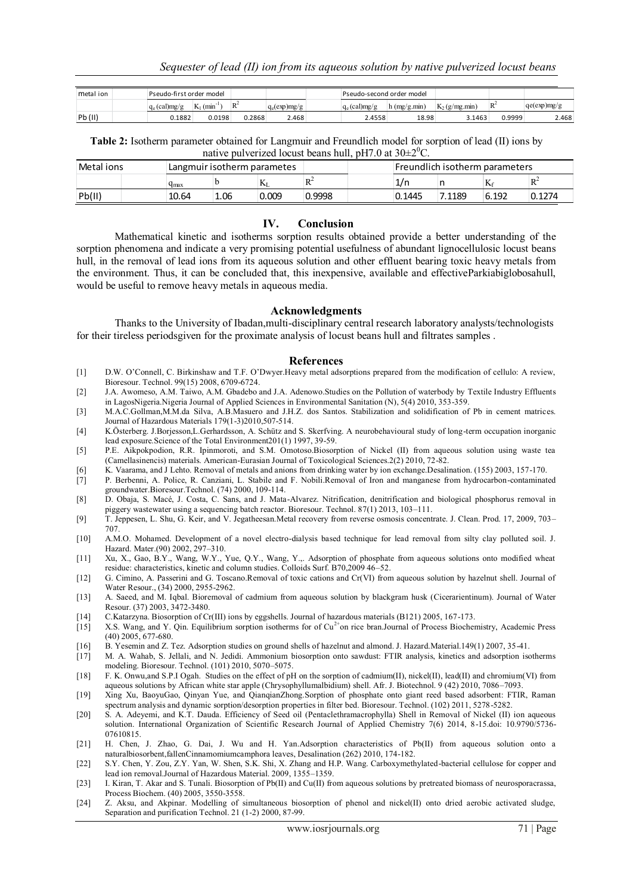| metal ion | | Pseudo-first order model | | | | | Pseudo-second order model | | | | |
|---|---|---|---|---|---|---|---|---|---|---|---|
| | | $q_e$ (cal)mg/g | $K_1$ (min$^{-1}$) | $R^2$ | $q_e$(exp)mg/g | | $q_e$ (cal)mg/g | h (mg/g.min) | $K_2$ (g/mg.min) | $R^2$ | qe(exp)mg/g |
| Pb (II) | | 0.1882 | 0.0198 | 0.2868 | 2.468 | | 2.4558 | 18.98 | 3.1463 | 0.9999 | 2.468 |

**Table 2:** Isotherm parameter obtained for Langmuir and Freundlich model for sorption of lead (II) ions by native pulverized locust beans hull, pH7.0 at 30±2$^0$C.

| Metal ions | | Langmuir isotherm parametes | | | | | Freundlich isotherm parameters | | | |
|---|---|---|---|---|---|---|---|---|---|---|
| | | $q_{max}$ | b | $K_L$ | $R^2$ | | 1/n | n | $K_f$ | $R^2$ |
| Pb(II) | | 10.64 | 1.06 | 0.009 | 0.9998 | | 0.1445 | 7.1189 | 6.192 | 0.1274 |

## IV. Conclusion

Mathematical kinetic and isotherms sorption results obtained provide a better understanding of the sorption phenomena and indicate a very promising potential usefulness of abundant lignocellulosic locust beans hull, in the removal of lead ions from its aqueous solution and other effluent bearing toxic heavy metals from the environment. Thus, it can be concluded that, this inexpensive, available and effectiveParkiabiglobosahull, would be useful to remove heavy metals in aqueous media.

## Acknowledgments

Thanks to the University of Ibadan,multi-disciplinary central research laboratory analysts/technologists for their tireless periodsgiven for the proximate analysis of locust beans hull and filtrates samples .

## References

[1] D.W. O'Connell, C. Birkinshaw and T.F. O'Dwyer.Heavy metal adsorptions prepared from the modification of cellulo: A review, Bioresour. Technol. 99(15) 2008, 6709-6724.

[2] J.A. Awomeso, A.M. Taiwo, A.M. Gbadebo and J.A. Adenowo.Studies on the Pollution of waterbody by Textile Industry Effluents in LagosNigeria.Nigeria Journal of Applied Sciences in Environmental Sanitation (N), 5(4) 2010, 353-359.

[3] M.A.C.Gollman,M.M.da Silva, A.B.Masuero and J.H.Z. dos Santos. Stabilization and solidification of Pb in cement matrices. Journal of Hazardous Materials 179(1-3)2010,507-514.

[4] K.Österberg. J.Borjesson,L.Gerhardsson, A. Schütz and S. Skerfving. A neurobehavioural study of long-term occupation inorganic lead exposure.Science of the Total Environment201(1) 1997, 39-59.

[5] P.E. Aikpokpodion, R.R. Ipinmoroti, and S.M. Omotoso.Biosorption of Nickel (II) from aqueous solution using waste tea (Camellasinencis) materials. American-Eurasian Journal of Toxicological Sciences.2(2) 2010, 72-82.

[6] K. Vaarama, and J Lehto. Removal of metals and anions from drinking water by ion exchange.Desalination. (155) 2003, 157-170.

[7] P. Berbenni, A. Police, R. Canziani, L. Stabile and F. Nobili.Removal of Iron and manganese from hydrocarbon-contaminated groundwater.Bioresour.Technol. (74) 2000, 109-114.

[8] D. Obaja, S. Macé, J. Costa, C. Sans, and J. Mata-Alvarez. Nitrification, denitrification and biological phosphorus removal in piggery wastewater using a sequencing batch reactor. Bioresour. Technol. 87(1) 2013, 103–111.

[9] T. Jeppesen, L. Shu, G. Keir, and V. Jegatheesan.Metal recovery from reverse osmosis concentrate. J. Clean. Prod. 17, 2009, 703–707.

[10] A.M.O. Mohamed. Development of a novel electro-dialysis based technique for lead removal from silty clay polluted soil. J. Hazard. Mater.(90) 2002, 297–310.

[11] Xu, X., Gao, B.Y., Wang, W.Y., Yue, Q.Y., Wang, Y.,. Adsorption of phosphate from aqueous solutions onto modified wheat residue: characteristics, kinetic and column studies. Colloids Surf. B70,2009 46–52.

[12] G. Cimino, A. Passerini and G. Toscano.Removal of toxic cations and Cr(VI) from aqueous solution by hazelnut shell. Journal of Water Resour., (34) 2000, 2955-2962.

[13] A. Saeed, and M. Iqbal. Bioremoval of cadmium from aqueous solution by blackgram husk (Cicerarientinum). Journal of Water Resour. (37) 2003, 3472-3480.

[14] C.Katarzyna. Biosorption of Cr(III) ions by eggshells. Journal of hazardous materials (B121) 2005, 167-173.

[15] X.S. Wang, and Y. Qin. Equilibrium sorption isotherms for of $Cu^{2+}$on rice bran.Journal of Process Biochemistry, Academic Press (40) 2005, 677-680.

[16] B. Yesemin and Z. Tez. Adsorption studies on ground shells of hazelnut and almond. J. Hazard.Material.149(1) 2007, 35-41.

[17] M. A. Wahab, S. Jellali, and N. Jedidi. Ammonium biosorption onto sawdust: FTIR analysis, kinetics and adsorption isotherms modeling. Bioresour. Technol. (101) 2010, 5070–5075.

[18] F. K. Onwu,and S.P.I Ogah. Studies on the effect of pH on the sorption of cadmium(II), nickel(II), lead(II) and chromium(VI) from aqueous solutions by African white star apple (Chrysophyllumalbidium) shell. Afr. J. Biotechnol. 9 (42) 2010, 7086–7093.

[19] Xing Xu, BaoyuGao, Qinyan Yue, and QianqianZhong.Sorption of phosphate onto giant reed based adsorbent: FTIR, Raman spectrum analysis and dynamic sorption/desorption properties in filter bed. Bioresour. Technol. (102) 2011, 5278-5282.

[20] S. A. Adeyemi, and K.T. Dauda. Efficiency of Seed oil (Pentaclethramacrophylla) Shell in Removal of Nickel (II) ion aqueous solution. International Organization of Scientific Research Journal of Applied Chemistry 7(6) 2014, 8-15.doi: 10.9790/5736-07610815.

[21] H. Chen, J. Zhao, G. Dai, J. Wu and H. Yan.Adsorption characteristics of Pb(II) from aqueous solution onto a naturalbiosorbent,fallenCinnamomiumcamphora leaves, Desalination (262) 2010, 174-182.

[22] S.Y. Chen, Y. Zou, Z.Y. Yan, W. Shen, S.K. Shi, X. Zhang and H.P. Wang. Carboxymethylated-bacterial cellulose for copper and lead ion removal.Journal of Hazardous Material. 2009, 1355–1359.

[23] I. Kiran, T. Akar and S. Tunali. Biosorption of Pb(II) and Cu(II) from aqueous solutions by pretreated biomass of neurosporacrassa, Process Biochem. (40) 2005, 3550-3558.

[24] Z. Aksu, and Akpinar. Modelling of simultaneous biosorption of phenol and nickel(II) onto dried aerobic activated sludge, Separation and purification Technol. 21 (1-2) 2000, 87-99.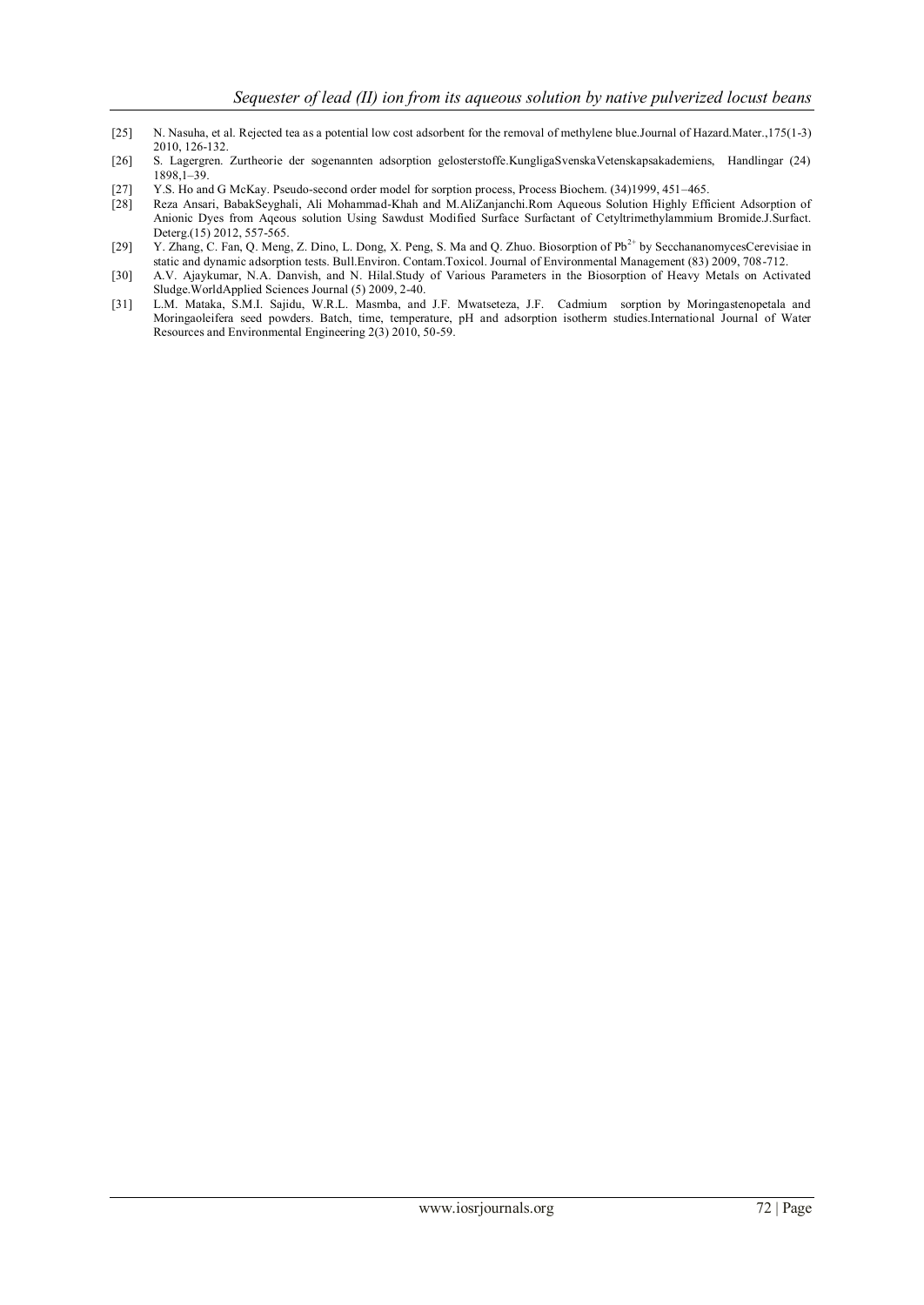[25] N. Nasuha, et al. Rejected tea as a potential low cost adsorbent for the removal of methylene blue.Journal of Hazard.Mater.,175(1-3) 2010, 126-132.

[26] S. Lagergren. Zurtheorie der sogenannten adsorption gelosterstoffe.KungligaSvenskaVetenskapsakademiens, Handlingar (24) 1898,1–39.

[27] Y.S. Ho and G McKay. Pseudo-second order model for sorption process, Process Biochem. (34)1999, 451–465.

[28] Reza Ansari, BabakSeyghali, Ali Mohammad-Khah and M.AliZanjanchi.Rom Aqueous Solution Highly Efficient Adsorption of Anionic Dyes from Aqeous solution Using Sawdust Modified Surface Surfactant of Cetyltrimethylammium Bromide.J.Surfact. Deterg.(15) 2012, 557-565.

[29] Y. Zhang, C. Fan, Q. Meng, Z. Dino, L. Dong, X. Peng, S. Ma and Q. Zhuo. Biosorption of $Pb^{2+}$ by SecchananomycesCerevisiae in static and dynamic adsorption tests. Bull.Environ. Contam.Toxicol. Journal of Environmental Management (83) 2009, 708-712.

[30] A.V. Ajaykumar, N.A. Danvish, and N. Hilal.Study of Various Parameters in the Biosorption of Heavy Metals on Activated Sludge.WorldApplied Sciences Journal (5) 2009, 2-40.

[31] L.M. Mataka, S.M.I. Sajidu, W.R.L. Masmba, and J.F. Mwatseteza, J.F. Cadmium sorption by Moringastenopetala and Moringaoleifera seed powders. Batch, time, temperature, pH and adsorption isotherm studies.International Journal of Water Resources and Environmental Engineering 2(3) 2010, 50-59.